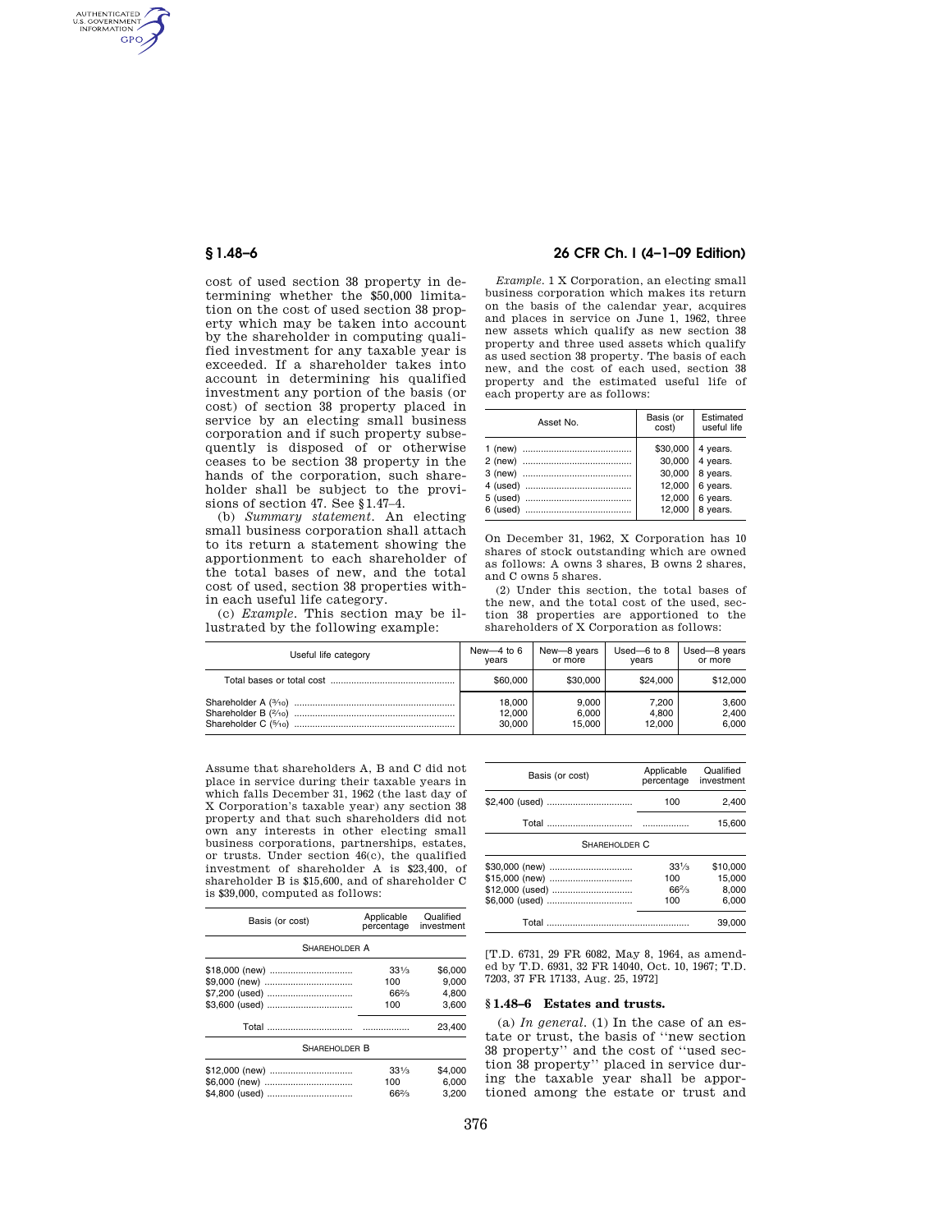cost of used section 38 property in determining whether the $50,000 limitation on the cost of used section 38 property which may be taken into account by the shareholder in computing qualified investment for any taxable year is exceeded. If a shareholder takes into account in determining his qualified investment any portion of the basis (or cost) of section 38 property placed in service by an electing small business corporation and if such property subsequently is disposed of or otherwise ceases to be section 38 property in the hands of the corporation, such shareholder shall be subject to the provisions of section 47. See §1.47–4.

(b) *Summary statement.* An electing small business corporation shall attach to its return a statement showing the apportionment to each shareholder of the total bases of new, and the total cost of used, section 38 properties within each useful life category.

(c) *Example.* This section may be illustrated by the following example:

*Example.* 1 X Corporation, an electing small business corporation which makes its return on the basis of the calendar year, acquires and places in service on June 1, 1962, three new assets which qualify as new section 38 property and three used assets which qualify as used section 38 property. The basis of each new, and the cost of each used, section 38 property and the estimated useful life of each property are as follows:

| Asset No. | Basis (or cost) | Estimated useful life |
|---|---|---|
| 1 (new) | $30,000 | 4 years. |
| 2 (new) | 30,000 | 4 years. |
| 3 (new) | 30,000 | 8 years. |
| 4 (used) | 12,000 | 6 years. |
| 5 (used) | 12,000 | 6 years. |
| 6 (used) | 12,000 | 8 years. |

On December 31, 1962, X Corporation has 10 shares of stock outstanding which are owned as follows: A owns 3 shares, B owns 2 shares, and C owns 5 shares.

(2) Under this section, the total bases of the new, and the total cost of the used, section 38 properties are apportioned to the shareholders of X Corporation as follows:

| Useful life category | New—4 to 6 years | New—8 years or more | Used—6 to 8 years | Used—8 years or more |
|---|---|---|---|---|
| Total bases or total cost | $60,000 | $30,000 | $24,000 | $12,000 |
| Shareholder A (3/10) | 18,000 | 9,000 | 7,200 | 3,600 |
| Shareholder B (2/10) | 12,000 | 6,000 | 4,800 | 2,400 |
| Shareholder C (5/10) | 30,000 | 15,000 | 12,000 | 6,000 |

Assume that shareholders A, B and C did not place in service during their taxable years in which falls December 31, 1962 (the last day of X Corporation's taxable year) any section 38 property and that such shareholders did not own any interests in other electing small business corporations, partnerships, estates, or trusts. Under section 46(c), the qualified investment of shareholder A is $23,400, of shareholder B is $15,600, and of shareholder C is $39,000, computed as follows:

| Basis (or cost) | Applicable percentage | Qualified investment |
|---|---|---|
| SHAREHOLDER A | | |
| $18,000 (new) | 33⅓ | $6,000 |
| $9,000 (new) | 100 | 9,000 |
| $7,200 (used) | 66⅔ | 4,800 |
| $3,600 (used) | 100 | 3,600 |
| Total | | 23,400 |
| SHAREHOLDER B | | |
| $12,000 (new) | 33⅓ | $4,000 |
| $6,000 (new) | 100 | 6,000 |
| $4,800 (used) | 66⅔ | 3,200 |
| $2,400 (used) | 100 | 2,400 |
| Total | | 15,600 |
| SHAREHOLDER C | | |
| $30,000 (new) | 33⅓ | $10,000 |
| $15,000 (new) | 100 | 15,000 |
| $12,000 (used) | 66⅔ | 8,000 |
| $6,000 (used) | 100 | 6,000 |
| Total | | 39,000 |

[T.D. 6731, 29 FR 6082, May 8, 1964, as amended by T.D. 6931, 32 FR 14040, Oct. 10, 1967; T.D. 7203, 37 FR 17133, Aug. 25, 1972]

## §1.48–6 Estates and trusts.

(a) *In general.* (1) In the case of an estate or trust, the basis of "new section 38 property" and the cost of "used section 38 property" placed in service during the taxable year shall be apportioned among the estate or trust and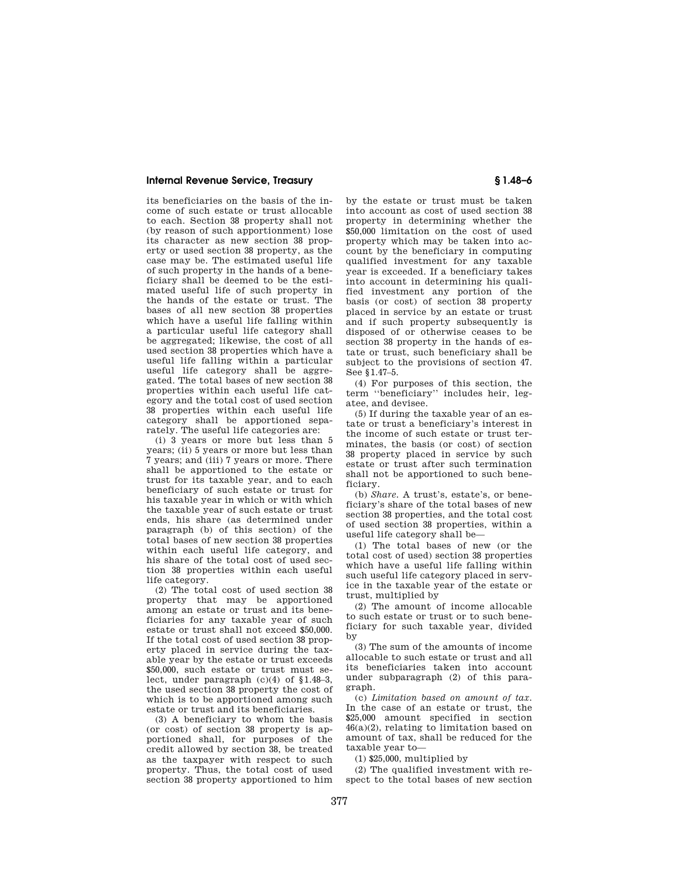its beneficiaries on the basis of the income of such estate or trust allocable to each. Section 38 property shall not (by reason of such apportionment) lose its character as new section 38 property or used section 38 property, as the case may be. The estimated useful life of such property in the hands of a beneficiary shall be deemed to be the estimated useful life of such property in the hands of the estate or trust. The bases of all new section 38 properties which have a useful life falling within a particular useful life category shall be aggregated; likewise, the cost of all used section 38 properties which have a useful life falling within a particular useful life category shall be aggregated. The total bases of new section 38 properties within each useful life category and the total cost of used section 38 properties within each useful life category shall be apportioned separately. The useful life categories are:

(i) 3 years or more but less than 5 years; (ii) 5 years or more but less than 7 years; and (iii) 7 years or more. There shall be apportioned to the estate or trust for its taxable year, and to each beneficiary of such estate or trust for his taxable year in which or with which the taxable year of such estate or trust ends, his share (as determined under paragraph (b) of this section) of the total bases of new section 38 properties within each useful life category, and his share of the total cost of used section 38 properties within each useful life category.

(2) The total cost of used section 38 property that may be apportioned among an estate or trust and its beneficiaries for any taxable year of such estate or trust shall not exceed $50,000. If the total cost of used section 38 property placed in service during the taxable year by the estate or trust exceeds $50,000, such estate or trust must select, under paragraph (c)(4) of §1.48–3, the used section 38 property the cost of which is to be apportioned among such estate or trust and its beneficiaries.

(3) A beneficiary to whom the basis (or cost) of section 38 property is apportioned shall, for purposes of the credit allowed by section 38, be treated as the taxpayer with respect to such property. Thus, the total cost of used section 38 property apportioned to him by the estate or trust must be taken into account as cost of used section 38 property in determining whether the $50,000 limitation on the cost of used property which may be taken into account by the beneficiary in computing qualified investment for any taxable year is exceeded. If a beneficiary takes into account in determining his qualified investment any portion of the basis (or cost) of section 38 property placed in service by an estate or trust and if such property subsequently is disposed of or otherwise ceases to be section 38 property in the hands of estate or trust, such beneficiary shall be subject to the provisions of section 47. See §1.47–5.

(4) For purposes of this section, the term "beneficiary" includes heir, legatee, and devisee.

(5) If during the taxable year of an estate or trust a beneficiary's interest in the income of such estate or trust terminates, the basis (or cost) of section 38 property placed in service by such estate or trust after such termination shall not be apportioned to such beneficiary.

(b) *Share.* A trust's, estate's, or beneficiary's share of the total bases of new section 38 properties, and the total cost of used section 38 properties, within a useful life category shall be—

(1) The total bases of new (or the total cost of used) section 38 properties which have a useful life falling within such useful life category placed in service in the taxable year of the estate or trust, multiplied by

(2) The amount of income allocable to such estate or trust or to such beneficiary for such taxable year, divided by

(3) The sum of the amounts of income allocable to such estate or trust and all its beneficiaries taken into account under subparagraph (2) of this paragraph.

(c) *Limitation based on amount of tax.* In the case of an estate or trust, the $25,000 amount specified in section 46(a)(2), relating to limitation based on amount of tax, shall be reduced for the taxable year to—

(1) $25,000, multiplied by

(2) The qualified investment with respect to the total bases of new section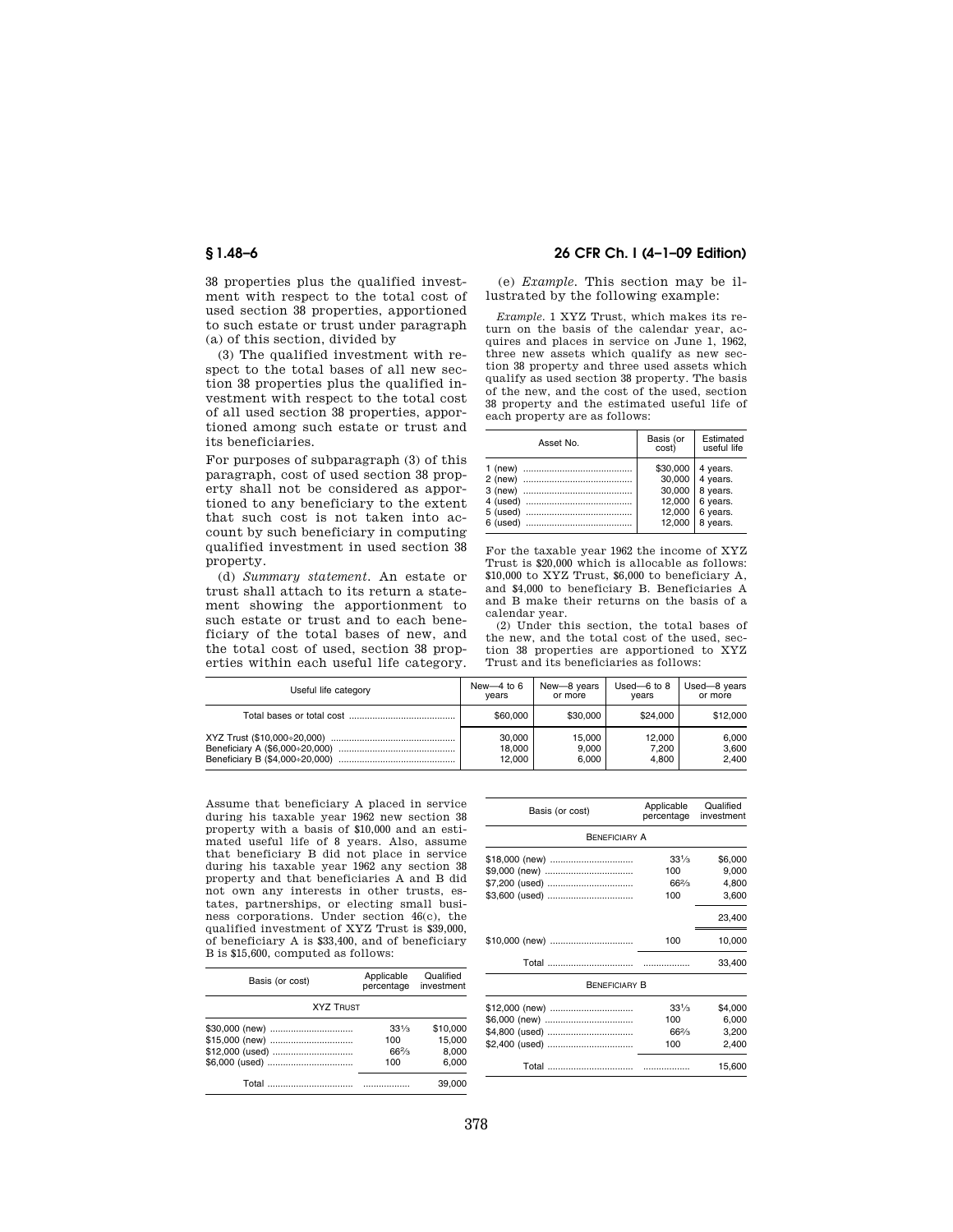38 properties plus the qualified investment with respect to the total cost of used section 38 properties, apportioned to such estate or trust under paragraph (a) of this section, divided by

(3) The qualified investment with respect to the total bases of all new section 38 properties plus the qualified investment with respect to the total cost of all used section 38 properties, apportioned among such estate or trust and its beneficiaries.

For purposes of subparagraph (3) of this paragraph, cost of used section 38 property shall not be considered as apportioned to any beneficiary to the extent that such cost is not taken into account by such beneficiary in computing qualified investment in used section 38 property.

(d) *Summary statement.* An estate or trust shall attach to its return a statement showing the apportionment to such estate or trust and to each beneficiary of the total bases of new, and the total cost of used, section 38 properties within each useful life category.

(e) *Example.* This section may be illustrated by the following example:

*Example.* 1 XYZ Trust, which makes its return on the basis of the calendar year, acquires and places in service on June 1, 1962, three new assets which qualify as new section 38 property and three used assets which qualify as used section 38 property. The basis of the new, and the cost of the used, section 38 property and the estimated useful life of each property are as follows:

| Asset No. | Basis (or cost) | Estimated useful life |
|---|---|---|
| 1 (new) | $30,000 | 4 years. |
| 2 (new) | 30,000 | 4 years. |
| 3 (new) | 30,000 | 8 years. |
| 4 (used) | 12,000 | 6 years. |
| 5 (used) | 12,000 | 6 years. |
| 6 (used) | 12,000 | 8 years. |

For the taxable year 1962 the income of XYZ Trust is $20,000 which is allocable as follows: $10,000 to XYZ Trust, $6,000 to beneficiary A, and $4,000 to beneficiary B. Beneficiaries A and B make their returns on the basis of a calendar year.

(2) Under this section, the total bases of the new, and the total cost of the used, section 38 properties are apportioned to XYZ Trust and its beneficiaries as follows:

| Useful life category | New—4 to 6 years | New—8 years or more | Used—6 to 8 years | Used—8 years or more |
|---|---|---|---|---|
| Total bases or total cost | $60,000 | $30,000 | $24,000 | $12,000 |
| XYZ Trust ($10,000÷20,000) | 30,000 | 15,000 | 12,000 | 6,000 |
| Beneficiary A ($6,000÷20,000) | 18,000 | 9,000 | 7,200 | 3,600 |
| Beneficiary B ($4,000÷20,000) | 12,000 | 6,000 | 4,800 | 2,400 |

Assume that beneficiary A placed in service during his taxable year 1962 new section 38 property with a basis of $10,000 and an estimated useful life of 8 years. Also, assume that beneficiary B did not place in service during his taxable year 1962 any section 38 property and that beneficiaries A and B did not own any interests in other trusts, estates, partnerships, or electing small business corporations. Under section 46(c), the qualified investment of XYZ Trust is $39,000, of beneficiary A is $33,400, and of beneficiary B is $15,600, computed as follows:

| Basis (or cost) | Applicable percentage | Qualified investment |
|---|---|---|
| XYZ TRUST | | |
| $30,000 (new) | 33⅓ | $10,000 |
| $15,000 (new) | 100 | 15,000 |
| $12,000 (used) | 66⅔ | 8,000 |
| $6,000 (used) | 100 | 6,000 |
| Total | | 39,000 |

| Basis (or cost) | Applicable percentage | Qualified investment |
|---|---|---|
| BENEFICIARY A | | |
| $18,000 (new) | 33⅓ | $6,000 |
| $9,000 (new) | 100 | 9,000 |
| $7,200 (used) | 66⅔ | 4,800 |
| $3,600 (used) | 100 | 3,600 |
| | | 23,400 |
| $10,000 (new) | 100 | 10,000 |
| Total | | 33,400 |
| BENEFICIARY B | | |
| $12,000 (new) | 33⅓ | $4,000 |
| $6,000 (new) | 100 | 6,000 |
| $4,800 (used) | 66⅔ | 3,200 |
| $2,400 (used) | 100 | 2,400 |
| Total | | 15,600 |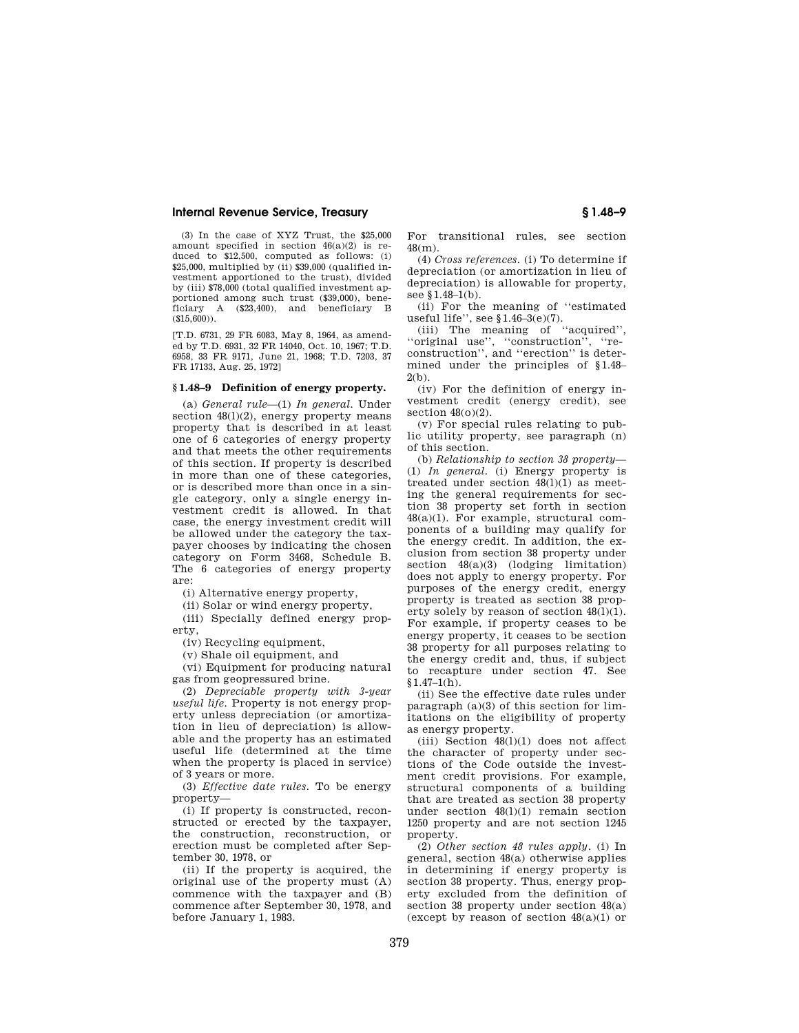(3) In the case of XYZ Trust, the $25,000 amount specified in section 46(a)(2) is reduced to $12,500, computed as follows: (i) $25,000, multiplied by (ii) $39,000 (qualified investment apportioned to the trust), divided by (iii) $78,000 (total qualified investment apportioned among such trust ($39,000), beneficiary A ($23,400), and beneficiary B ($15,600)).

[T.D. 6731, 29 FR 6083, May 8, 1964, as amended by T.D. 6931, 32 FR 14040, Oct. 10, 1967; T.D. 6958, 33 FR 9171, June 21, 1968; T.D. 7203, 37 FR 17133, Aug. 25, 1972]

## § 1.48–9 Definition of energy property.

(a) *General rule*—(1) *In general.* Under section 48(l)(2), energy property means property that is described in at least one of 6 categories of energy property and that meets the other requirements of this section. If property is described in more than one of these categories, or is described more than once in a single category, only a single energy investment credit is allowed. In that case, the energy investment credit will be allowed under the category the taxpayer chooses by indicating the chosen category on Form 3468, Schedule B. The 6 categories of energy property are:

(i) Alternative energy property,

(ii) Solar or wind energy property,

(iii) Specially defined energy property,

(iv) Recycling equipment,

(v) Shale oil equipment, and

(vi) Equipment for producing natural gas from geopressured brine.

(2) *Depreciable property with 3-year useful life.* Property is not energy property unless depreciation (or amortization in lieu of depreciation) is allowable and the property has an estimated useful life (determined at the time when the property is placed in service) of 3 years or more.

(3) *Effective date rules.* To be energy property—

(i) If property is constructed, reconstructed or erected by the taxpayer, the construction, reconstruction, or erection must be completed after September 30, 1978, or

(ii) If the property is acquired, the original use of the property must (A) commence with the taxpayer and (B) commence after September 30, 1978, and before January 1, 1983.

For transitional rules, see section 48(m).

(4) *Cross references.* (i) To determine if depreciation (or amortization in lieu of depreciation) is allowable for property, see § 1.48–1(b).

(ii) For the meaning of "estimated useful life", see § 1.46–3(e)(7).

(iii) The meaning of "acquired", "original use", "construction", "reconstruction", and "erection" is determined under the principles of § 1.48–2(b).

(iv) For the definition of energy investment credit (energy credit), see section 48(o)(2).

(v) For special rules relating to public utility property, see paragraph (n) of this section.

(b) *Relationship to section 38 property*—(1) *In general.* (i) Energy property is treated under section 48(l)(1) as meeting the general requirements for section 38 property set forth in section 48(a)(1). For example, structural components of a building may qualify for the energy credit. In addition, the exclusion from section 38 property under section 48(a)(3) (lodging limitation) does not apply to energy property. For purposes of the energy credit, energy property is treated as section 38 property solely by reason of section 48(l)(1). For example, if property ceases to be energy property, it ceases to be section 38 property for all purposes relating to the energy credit and, thus, if subject to recapture under section 47. See § 1.47–1(h).

(ii) See the effective date rules under paragraph (a)(3) of this section for limitations on the eligibility of property as energy property.

(iii) Section 48(l)(1) does not affect the character of property under sections of the Code outside the investment credit provisions. For example, structural components of a building that are treated as section 38 property under section 48(l)(1) remain section 1250 property and are not section 1245 property.

(2) *Other section 48 rules apply.* (i) In general, section 48(a) otherwise applies in determining if energy property is section 38 property. Thus, energy property excluded from the definition of section 38 property under section 48(a) (except by reason of section 48(a)(1) or